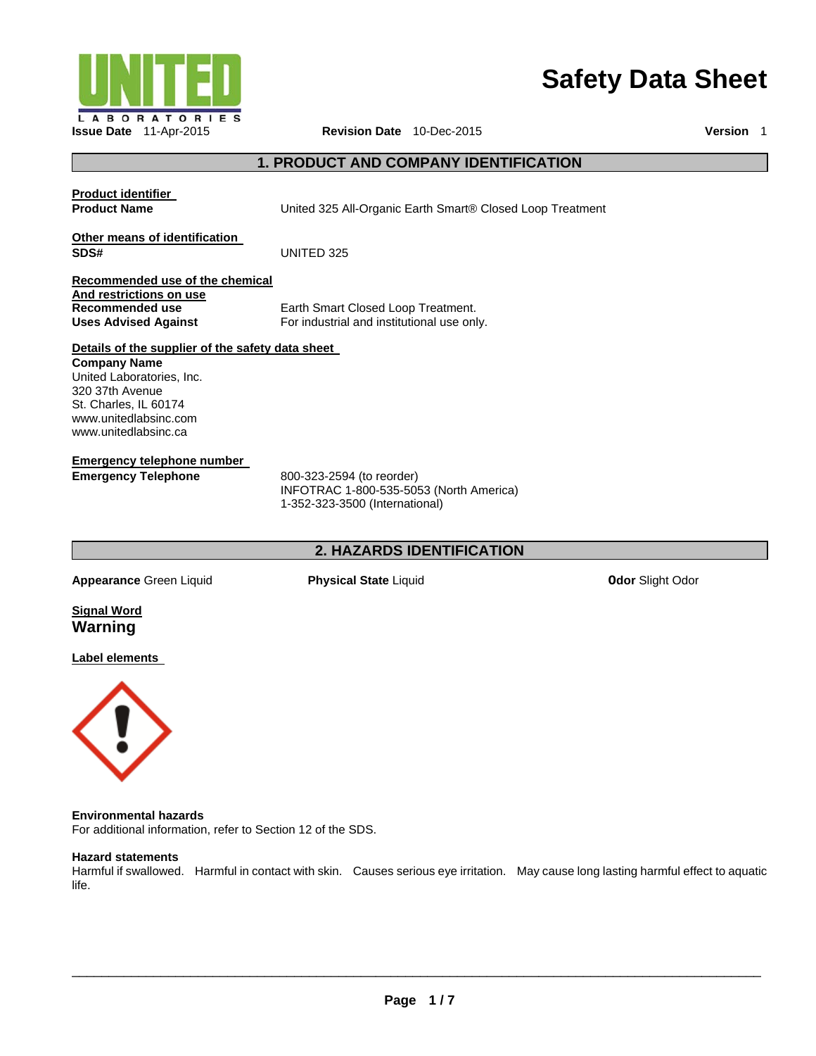# Safety Data Sheet

**Issue Date** 11-Apr-2015 **Revision Date** 10-Dec-2015 **Version** 1

## 1. PRODUCT AND COMPANY IDENTIFICATION

**Product identifier**

**Product Name** United 325 All-Organic Earth Smart® Closed Loop Treatment

**Other means of identification**

**SDS#** UNITED 325

**Recommended use of the chemical And restrictions on use**

**Recommended use** Earth Smart Closed Loop Treatment.

**Uses Advised Against** For industrial and institutional use only.

**Details of the supplier of the safety data sheet**

**Company Name**
United Laboratories, Inc.
320 37th Avenue
St. Charles, IL 60174
www.unitedlabsinc.com
www.unitedlabsinc.ca

**Emergency telephone number**

**Emergency Telephone**
800-323-2594 (to reorder)
INFOTRAC 1-800-535-5053 (North America)
1-352-323-3500 (International)

## 2. HAZARDS IDENTIFICATION

**Appearance** Green Liquid **Physical State** Liquid **Odor** Slight Odor

**Signal Word**

**Warning**

**Label elements**

**Environmental hazards**
For additional information, refer to Section 12 of the SDS.

**Hazard statements**
Harmful if swallowed. Harmful in contact with skin. Causes serious eye irritation. May cause long lasting harmful effect to aquatic life.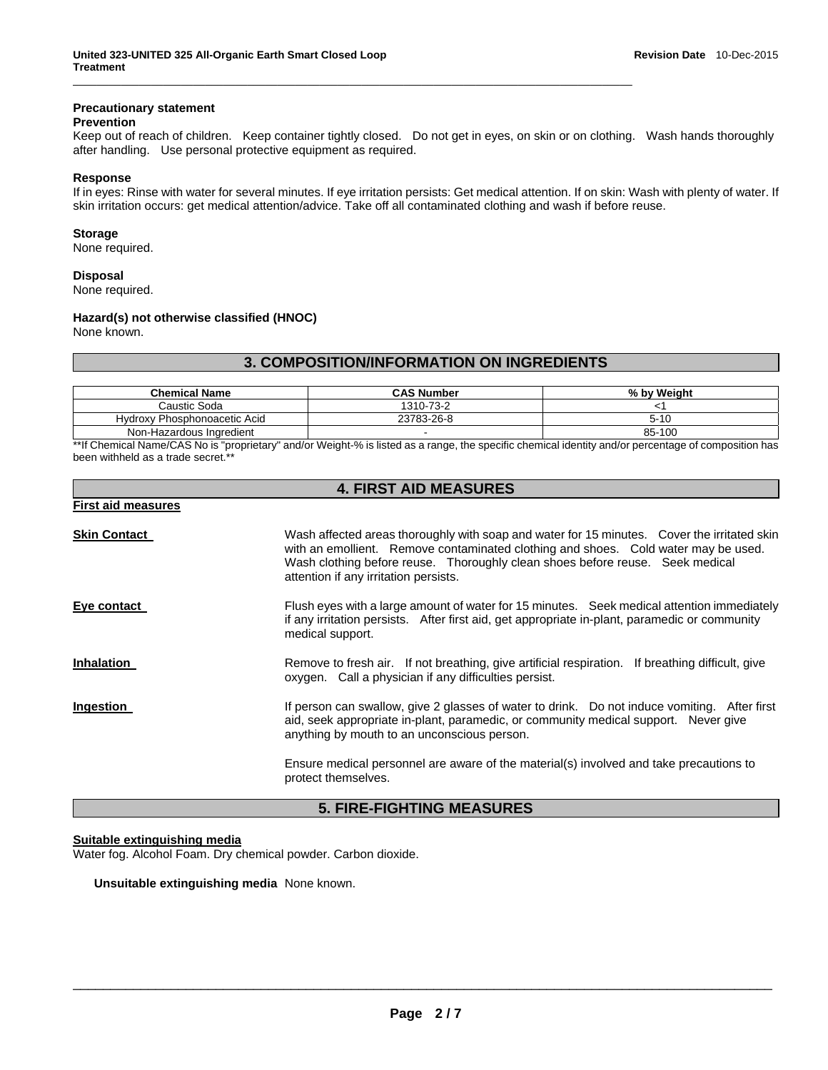**Precautionary statement**

**Prevention**

Keep out of reach of children. Keep container tightly closed. Do not get in eyes, on skin or on clothing. Wash hands thoroughly after handling. Use personal protective equipment as required.

**Response**

If in eyes: Rinse with water for several minutes. If eye irritation persists: Get medical attention. If on skin: Wash with plenty of water. If skin irritation occurs: get medical attention/advice. Take off all contaminated clothing and wash if before reuse.

**Storage**

None required.

**Disposal**

None required.

**Hazard(s) not otherwise classified (HNOC)**

None known.

## 3. COMPOSITION/INFORMATION ON INGREDIENTS

| Chemical Name | CAS Number | % by Weight |
|---|---|---|
| Caustic Soda | 1310-73-2 | <1 |
| Hydroxy Phosphonoacetic Acid | 23783-26-8 | 5-10 |
| Non-Hazardous Ingredient | - | 85-100 |

**If Chemical Name/CAS No is "proprietary" and/or Weight-% is listed as a range, the specific chemical identity and/or percentage of composition has been withheld as a trade secret.**

## 4. FIRST AID MEASURES

**First aid measures**

**Skin Contact** Wash affected areas thoroughly with soap and water for 15 minutes. Cover the irritated skin with an emollient. Remove contaminated clothing and shoes. Cold water may be used. Wash clothing before reuse. Thoroughly clean shoes before reuse. Seek medical attention if any irritation persists.

**Eye contact** Flush eyes with a large amount of water for 15 minutes. Seek medical attention immediately if any irritation persists. After first aid, get appropriate in-plant, paramedic or community medical support.

**Inhalation** Remove to fresh air. If not breathing, give artificial respiration. If breathing difficult, give oxygen. Call a physician if any difficulties persist.

**Ingestion** If person can swallow, give 2 glasses of water to drink. Do not induce vomiting. After first aid, seek appropriate in-plant, paramedic, or community medical support. Never give anything by mouth to an unconscious person.

Ensure medical personnel are aware of the material(s) involved and take precautions to protect themselves.

## 5. FIRE-FIGHTING MEASURES

**Suitable extinguishing media**

Water fog. Alcohol Foam. Dry chemical powder. Carbon dioxide.

**Unsuitable extinguishing media** None known.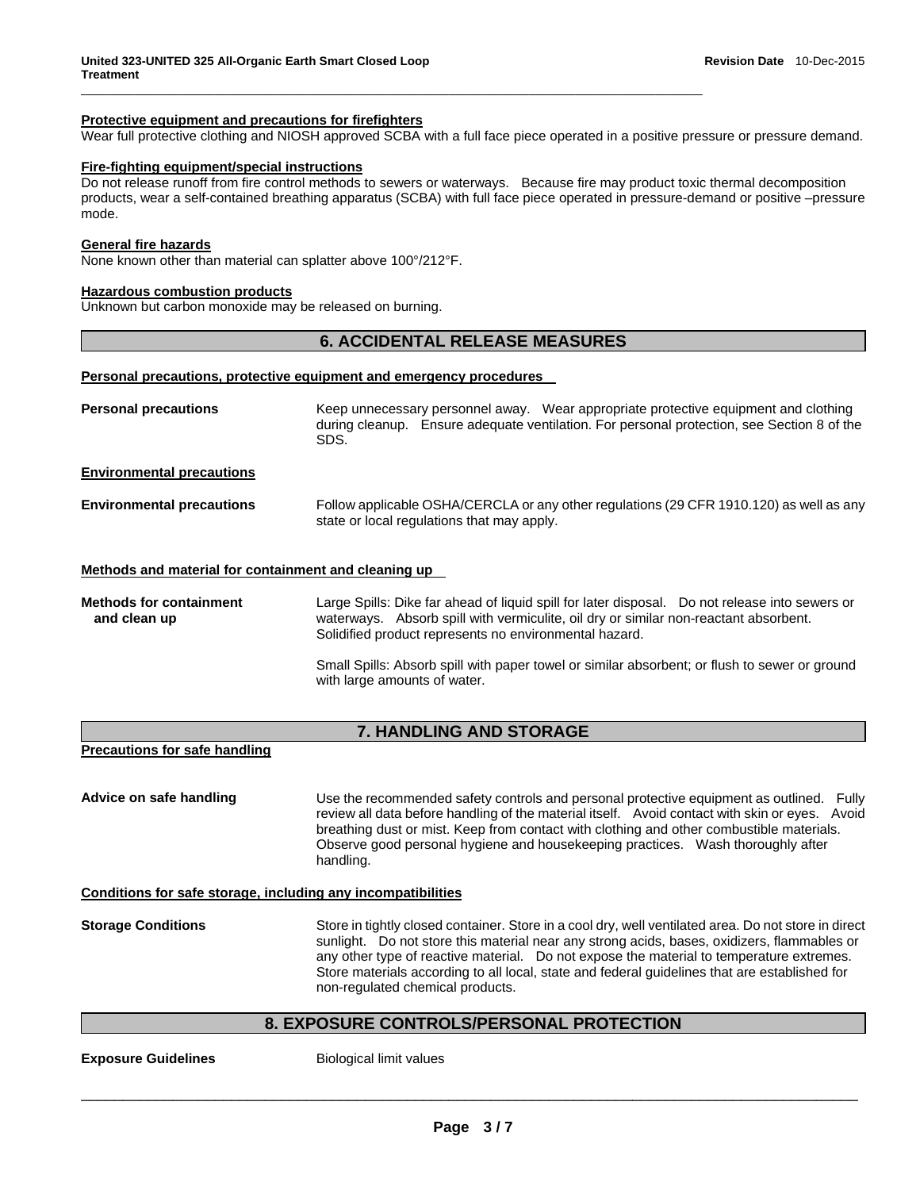#### Protective equipment and precautions for firefighters

Wear full protective clothing and NIOSH approved SCBA with a full face piece operated in a positive pressure or pressure demand.

#### Fire-fighting equipment/special instructions

Do not release runoff from fire control methods to sewers or waterways. Because fire may product toxic thermal decomposition products, wear a self-contained breathing apparatus (SCBA) with full face piece operated in pressure-demand or positive –pressure mode.

#### General fire hazards

None known other than material can splatter above 100°/212°F.

#### Hazardous combustion products

Unknown but carbon monoxide may be released on burning.

## 6. ACCIDENTAL RELEASE MEASURES

#### Personal precautions, protective equipment and emergency procedures

**Personal precautions** — Keep unnecessary personnel away. Wear appropriate protective equipment and clothing during cleanup. Ensure adequate ventilation. For personal protection, see Section 8 of the SDS.

#### Environmental precautions

**Environmental precautions** — Follow applicable OSHA/CERCLA or any other regulations (29 CFR 1910.120) as well as any state or local regulations that may apply.

#### Methods and material for containment and cleaning up

**Methods for containment and clean up** — Large Spills: Dike far ahead of liquid spill for later disposal. Do not release into sewers or waterways. Absorb spill with vermiculite, oil dry or similar non-reactant absorbent. Solidified product represents no environmental hazard.

Small Spills: Absorb spill with paper towel or similar absorbent; or flush to sewer or ground with large amounts of water.

## 7. HANDLING AND STORAGE

#### Precautions for safe handling

**Advice on safe handling** — Use the recommended safety controls and personal protective equipment as outlined. Fully review all data before handling of the material itself. Avoid contact with skin or eyes. Avoid breathing dust or mist. Keep from contact with clothing and other combustible materials. Observe good personal hygiene and housekeeping practices. Wash thoroughly after handling.

#### Conditions for safe storage, including any incompatibilities

**Storage Conditions** — Store in tightly closed container. Store in a cool dry, well ventilated area. Do not store in direct sunlight. Do not store this material near any strong acids, bases, oxidizers, flammables or any other type of reactive material. Do not expose the material to temperature extremes. Store materials according to all local, state and federal guidelines that are established for non-regulated chemical products.

## 8. EXPOSURE CONTROLS/PERSONAL PROTECTION

**Exposure Guidelines** — Biological limit values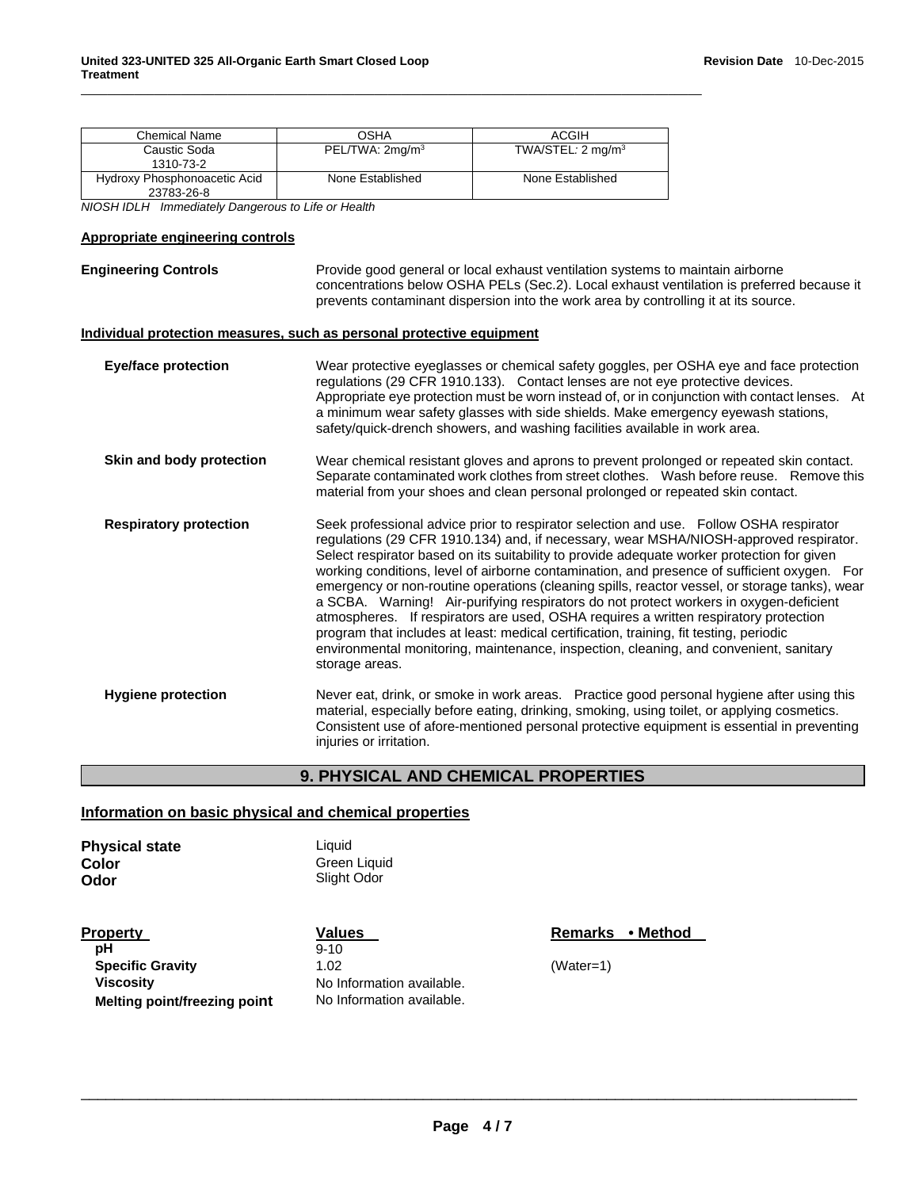| Chemical Name | OSHA | ACGIH |
|---|---|---|
| Caustic Soda 1310-73-2 | PEL/TWA: 2mg/m$^3$ | TWA/STEL: 2 mg/m$^3$ |
| Hydroxy Phosphonoacetic Acid 23783-26-8 | None Established | None Established |

*NIOSH IDLH Immediately Dangerous to Life or Health*

**Appropriate engineering controls**

**Engineering Controls** Provide good general or local exhaust ventilation systems to maintain airborne concentrations below OSHA PELs (Sec.2). Local exhaust ventilation is preferred because it prevents contaminant dispersion into the work area by controlling it at its source.

**Individual protection measures, such as personal protective equipment**

**Eye/face protection** Wear protective eyeglasses or chemical safety goggles, per OSHA eye and face protection regulations (29 CFR 1910.133). Contact lenses are not eye protective devices. Appropriate eye protection must be worn instead of, or in conjunction with contact lenses. At a minimum wear safety glasses with side shields. Make emergency eyewash stations, safety/quick-drench showers, and washing facilities available in work area.

**Skin and body protection** Wear chemical resistant gloves and aprons to prevent prolonged or repeated skin contact. Separate contaminated work clothes from street clothes. Wash before reuse. Remove this material from your shoes and clean personal prolonged or repeated skin contact.

**Respiratory protection** Seek professional advice prior to respirator selection and use. Follow OSHA respirator regulations (29 CFR 1910.134) and, if necessary, wear MSHA/NIOSH-approved respirator. Select respirator based on its suitability to provide adequate worker protection for given working conditions, level of airborne contamination, and presence of sufficient oxygen. For emergency or non-routine operations (cleaning spills, reactor vessel, or storage tanks), wear a SCBA. Warning! Air-purifying respirators do not protect workers in oxygen-deficient atmospheres. If respirators are used, OSHA requires a written respiratory protection program that includes at least: medical certification, training, fit testing, periodic environmental monitoring, maintenance, inspection, cleaning, and convenient, sanitary storage areas.

**Hygiene protection** Never eat, drink, or smoke in work areas. Practice good personal hygiene after using this material, especially before eating, drinking, smoking, using toilet, or applying cosmetics. Consistent use of afore-mentioned personal protective equipment is essential in preventing injuries or irritation.

## 9. PHYSICAL AND CHEMICAL PROPERTIES

**Information on basic physical and chemical properties**

**Physical state** Liquid
**Color** Green Liquid
**Odor** Slight Odor

| Property | Values | Remarks • Method |
|---|---|---|
| **pH** | 9-10 | |
| **Specific Gravity** | 1.02 | (Water=1) |
| **Viscosity** | No Information available. | |
| **Melting point/freezing point** | No Information available. | |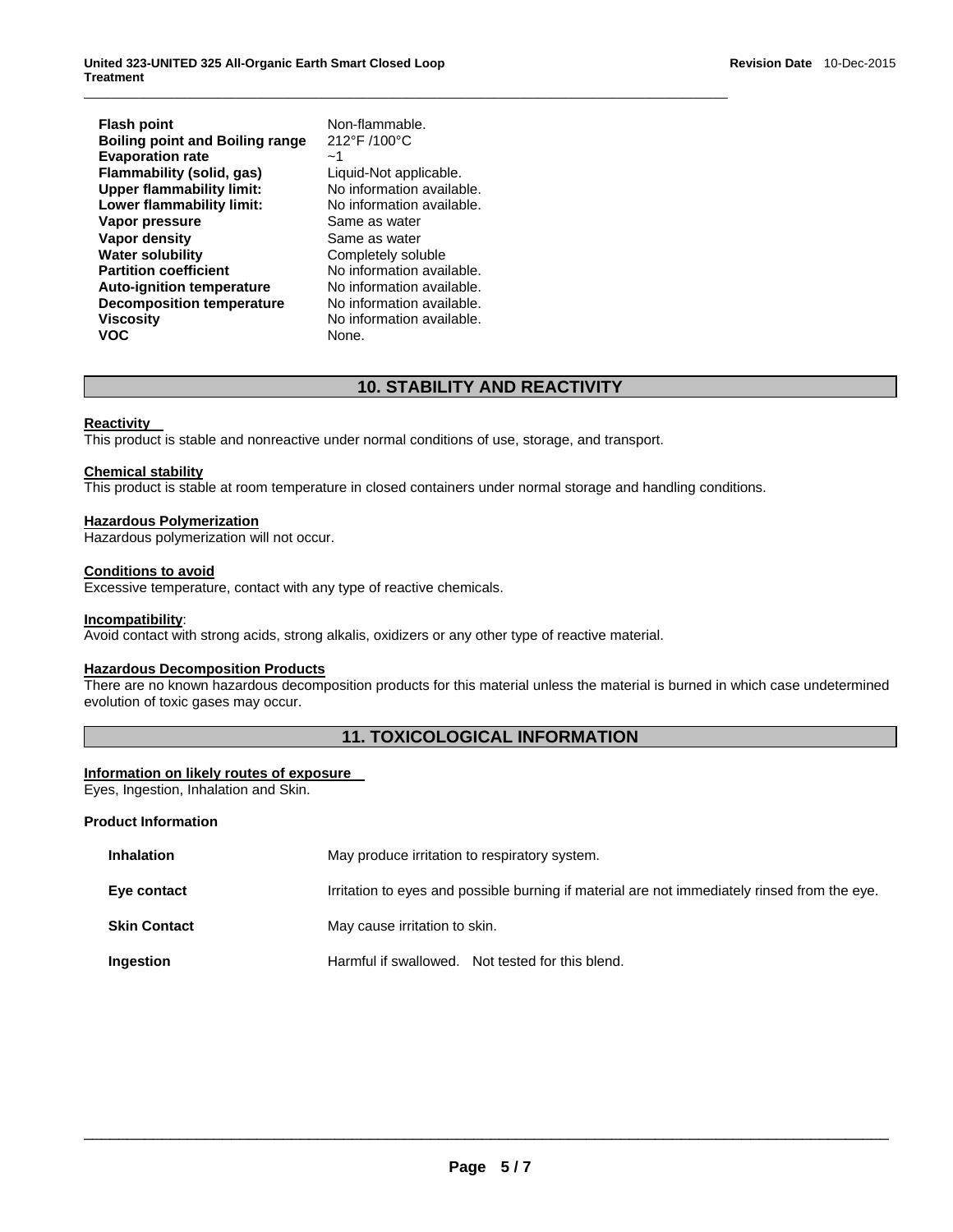| | |
|---|---|
| **Flash point** | Non-flammable. |
| **Boiling point and Boiling range** | 212°F /100°C |
| **Evaporation rate** | ~1 |
| **Flammability (solid, gas)** | Liquid-Not applicable. |
| **Upper flammability limit:** | No information available. |
| **Lower flammability limit:** | No information available. |
| **Vapor pressure** | Same as water |
| **Vapor density** | Same as water |
| **Water solubility** | Completely soluble |
| **Partition coefficient** | No information available. |
| **Auto-ignition temperature** | No information available. |
| **Decomposition temperature** | No information available. |
| **Viscosity** | No information available. |
| **VOC** | None. |

## 10. STABILITY AND REACTIVITY

**Reactivity**

This product is stable and nonreactive under normal conditions of use, storage, and transport.

**Chemical stability**

This product is stable at room temperature in closed containers under normal storage and handling conditions.

**Hazardous Polymerization**

Hazardous polymerization will not occur.

**Conditions to avoid**

Excessive temperature, contact with any type of reactive chemicals.

**Incompatibility**:

Avoid contact with strong acids, strong alkalis, oxidizers or any other type of reactive material.

**Hazardous Decomposition Products**

There are no known hazardous decomposition products for this material unless the material is burned in which case undetermined evolution of toxic gases may occur.

## 11. TOXICOLOGICAL INFORMATION

**Information on likely routes of exposure**

Eyes, Ingestion, Inhalation and Skin.

**Product Information**

| | |
|---|---|
| **Inhalation** | May produce irritation to respiratory system. |
| **Eye contact** | Irritation to eyes and possible burning if material are not immediately rinsed from the eye. |
| **Skin Contact** | May cause irritation to skin. |
| **Ingestion** | Harmful if swallowed. Not tested for this blend. |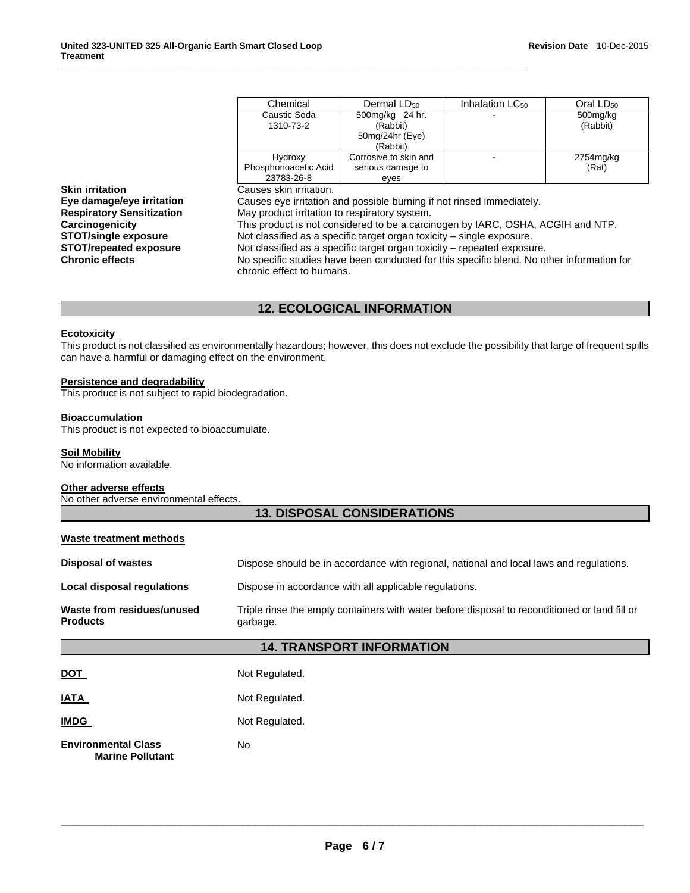| Chemical | Dermal $LD_{50}$ | Inhalation $LC_{50}$ | Oral $LD_{50}$ |
|---|---|---|---|
| Caustic Soda 1310-73-2 | 500mg/kg 24 hr. (Rabbit) 50mg/24hr (Eye) (Rabbit) | - | 500mg/kg (Rabbit) |
| Hydroxy Phosphonoacetic Acid 23783-26-8 | Corrosive to skin and serious damage to eyes | - | 2754mg/kg (Rat) |

**Skin irritation** Causes skin irritation.

**Eye damage/eye irritation** Causes eye irritation and possible burning if not rinsed immediately.

**Respiratory Sensitization** May product irritation to respiratory system.

**Carcinogenicity** This product is not considered to be a carcinogen by IARC, OSHA, ACGIH and NTP.

**STOT/single exposure** Not classified as a specific target organ toxicity – single exposure.

**STOT/repeated exposure** Not classified as a specific target organ toxicity – repeated exposure.

**Chronic effects** No specific studies have been conducted for this specific blend. No other information for chronic effect to humans.

## 12. ECOLOGICAL INFORMATION

**Ecotoxicity**

This product is not classified as environmentally hazardous; however, this does not exclude the possibility that large of frequent spills can have a harmful or damaging effect on the environment.

**Persistence and degradability**

This product is not subject to rapid biodegradation.

**Bioaccumulation**

This product is not expected to bioaccumulate.

**Soil Mobility**

No information available.

**Other adverse effects**

No other adverse environmental effects.

## 13. DISPOSAL CONSIDERATIONS

**Waste treatment methods**

**Disposal of wastes** Dispose should be in accordance with regional, national and local laws and regulations.

**Local disposal regulations** Dispose in accordance with all applicable regulations.

**Waste from residues/unused Products** Triple rinse the empty containers with water before disposal to reconditioned or land fill or garbage.

## 14. TRANSPORT INFORMATION

**DOT** Not Regulated.

**IATA** Not Regulated.

**IMDG** Not Regulated.

**Environmental Class Marine Pollutant** No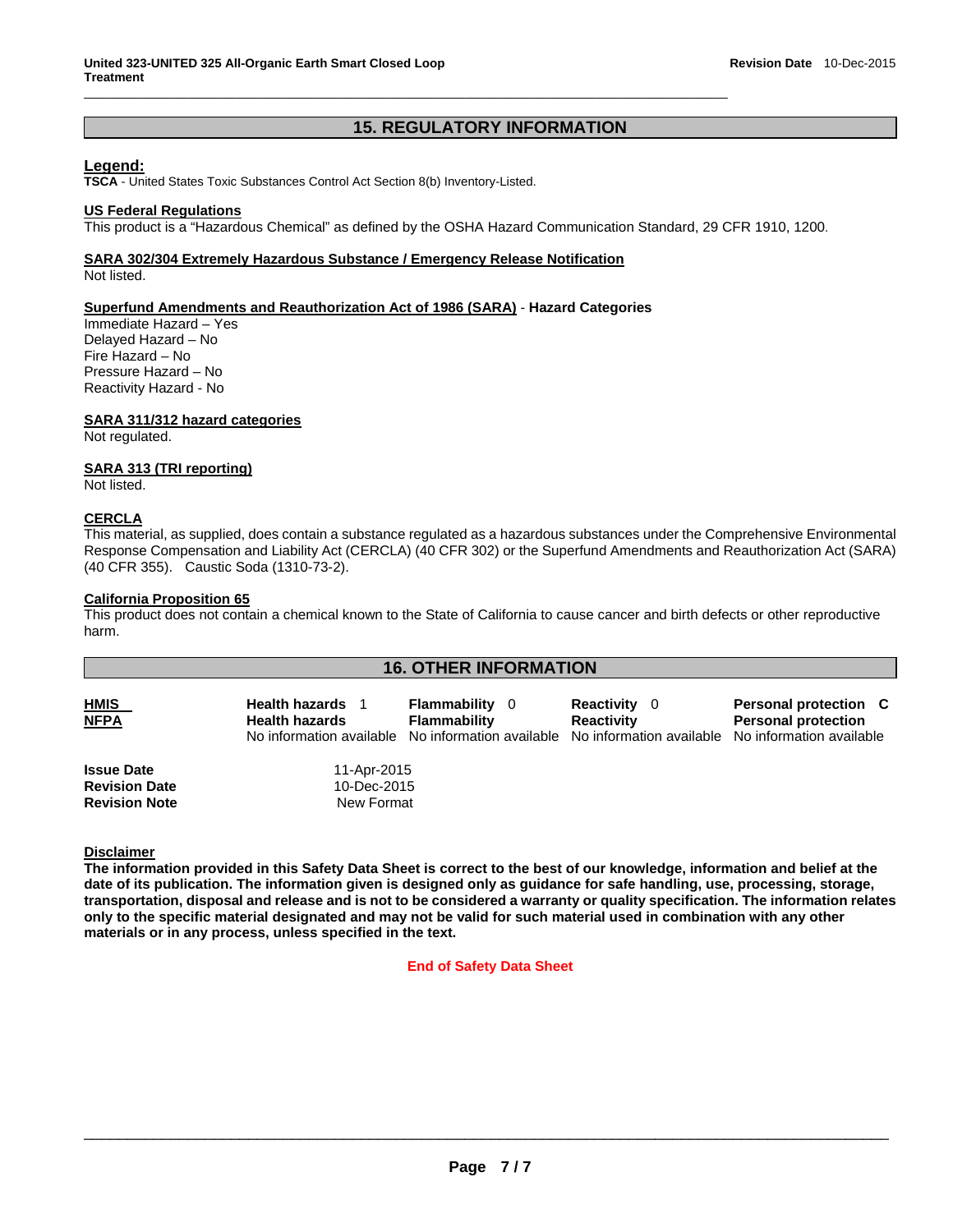## 15. REGULATORY INFORMATION

**Legend:**

**TSCA** - United States Toxic Substances Control Act Section 8(b) Inventory-Listed.

**US Federal Regulations**

This product is a “Hazardous Chemical” as defined by the OSHA Hazard Communication Standard, 29 CFR 1910, 1200.

**SARA 302/304 Extremely Hazardous Substance / Emergency Release Notification**

Not listed.

**Superfund Amendments and Reauthorization Act of 1986 (SARA) - Hazard Categories**

Immediate Hazard – Yes
Delayed Hazard – No
Fire Hazard – No
Pressure Hazard – No
Reactivity Hazard - No

**SARA 311/312 hazard categories**

Not regulated.

**SARA 313 (TRI reporting)**

Not listed.

**CERCLA**

This material, as supplied, does contain a substance regulated as a hazardous substances under the Comprehensive Environmental Response Compensation and Liability Act (CERCLA) (40 CFR 302) or the Superfund Amendments and Reauthorization Act (SARA) (40 CFR 355). Caustic Soda (1310-73-2).

**California Proposition 65**

This product does not contain a chemical known to the State of California to cause cancer and birth defects or other reproductive harm.

## 16. OTHER INFORMATION

| | | | | |
|---|---|---|---|---|
| **HMIS** | **Health hazards** 1 | **Flammability** 0 | **Reactivity** 0 | **Personal protection** C |
| **NFPA** | **Health hazards** No information available | **Flammability** No information available | **Reactivity** No information available | **Personal protection** No information available |

| | |
|---|---|
| **Issue Date** | 11-Apr-2015 |
| **Revision Date** | 10-Dec-2015 |
| **Revision Note** | New Format |

**Disclaimer**

**The information provided in this Safety Data Sheet is correct to the best of our knowledge, information and belief at the date of its publication. The information given is designed only as guidance for safe handling, use, processing, storage, transportation, disposal and release and is not to be considered a warranty or quality specification. The information relates only to the specific material designated and may not be valid for such material used in combination with any other materials or in any process, unless specified in the text.**

**End of Safety Data Sheet**